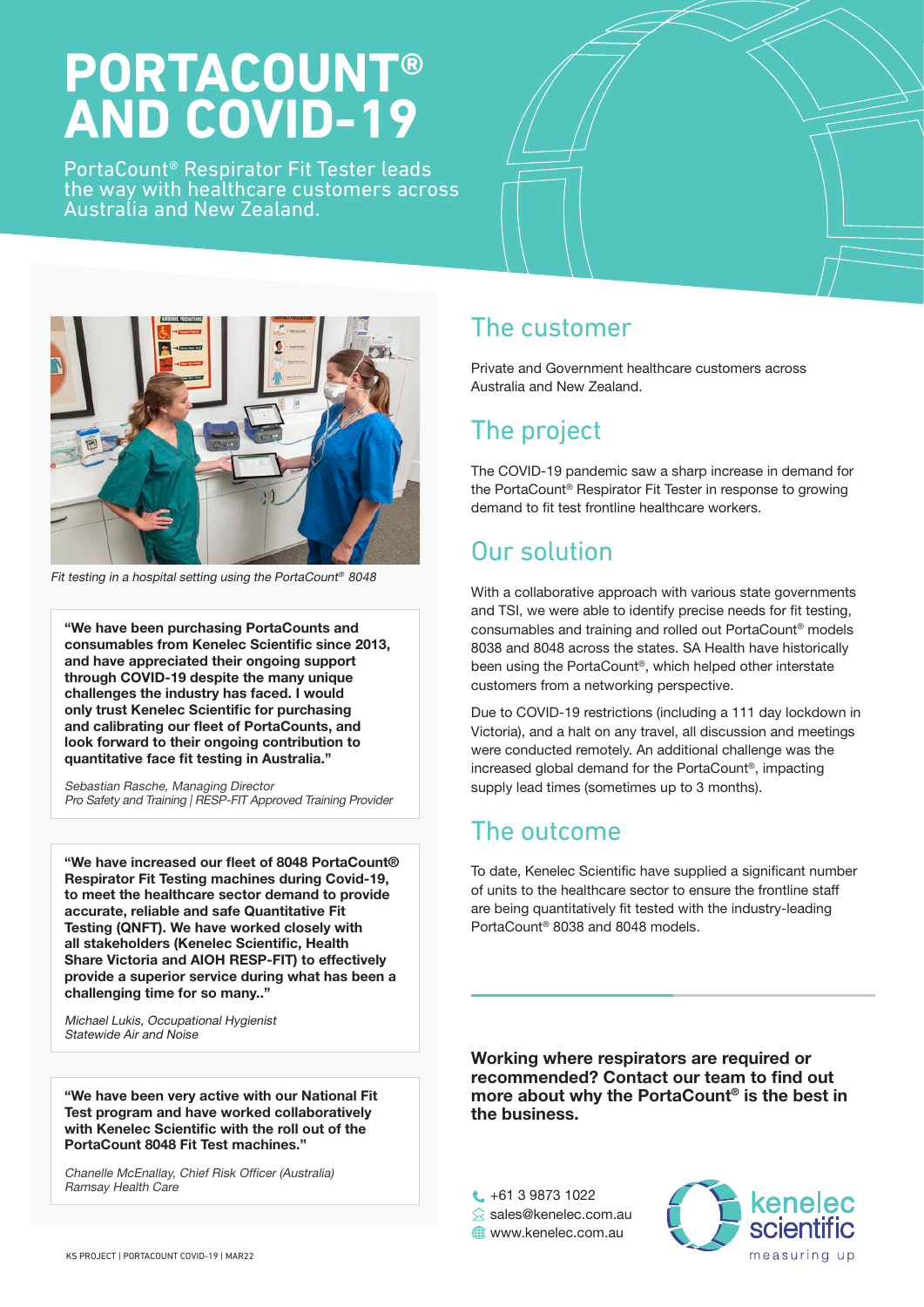# PORTACOUNT® AND COVID-19

PortaCount® Respirator Fit Tester leads the way with healthcare customers across Australia and New Zealand.

*Fit testing in a hospital setting using the PortaCount® 8048*

**"We have been purchasing PortaCounts and consumables from Kenelec Scientific since 2013, and have appreciated their ongoing support through COVID-19 despite the many unique challenges the industry has faced. I would only trust Kenelec Scientific for purchasing and calibrating our fleet of PortaCounts, and look forward to their ongoing contribution to quantitative face fit testing in Australia."**

*Sebastian Rasche, Managing Director*
*Pro Safety and Training | RESP-FIT Approved Training Provider*

**"We have increased our fleet of 8048 PortaCount® Respirator Fit Testing machines during Covid-19, to meet the healthcare sector demand to provide accurate, reliable and safe Quantitative Fit Testing (QNFT). We have worked closely with all stakeholders (Kenelec Scientific, Health Share Victoria and AIOH RESP-FIT) to effectively provide a superior service during what has been a challenging time for so many.."**

*Michael Lukis, Occupational Hygienist*
*Statewide Air and Noise*

**"We have been very active with our National Fit Test program and have worked collaboratively with Kenelec Scientific with the roll out of the PortaCount 8048 Fit Test machines."**

*Chanelle McEnallay, Chief Risk Officer (Australia)*
*Ramsay Health Care*

## The customer

Private and Government healthcare customers across Australia and New Zealand.

## The project

The COVID-19 pandemic saw a sharp increase in demand for the PortaCount® Respirator Fit Tester in response to growing demand to fit test frontline healthcare workers.

## Our solution

With a collaborative approach with various state governments and TSI, we were able to identify precise needs for fit testing, consumables and training and rolled out PortaCount® models 8038 and 8048 across the states. SA Health have historically been using the PortaCount®, which helped other interstate customers from a networking perspective.

Due to COVID-19 restrictions (including a 111 day lockdown in Victoria), and a halt on any travel, all discussion and meetings were conducted remotely. An additional challenge was the increased global demand for the PortaCount®, impacting supply lead times (sometimes up to 3 months).

## The outcome

To date, Kenelec Scientific have supplied a significant number of units to the healthcare sector to ensure the frontline staff are being quantitatively fit tested with the industry-leading PortaCount® 8038 and 8048 models.

**Working where respirators are required or recommended? Contact our team to find out more about why the PortaCount® is the best in the business.**

+61 3 9873 1022
sales@kenelec.com.au
www.kenelec.com.au

kenelec scientific
measuring up

KS PROJECT | PORTACOUNT COVID-19 | MAR22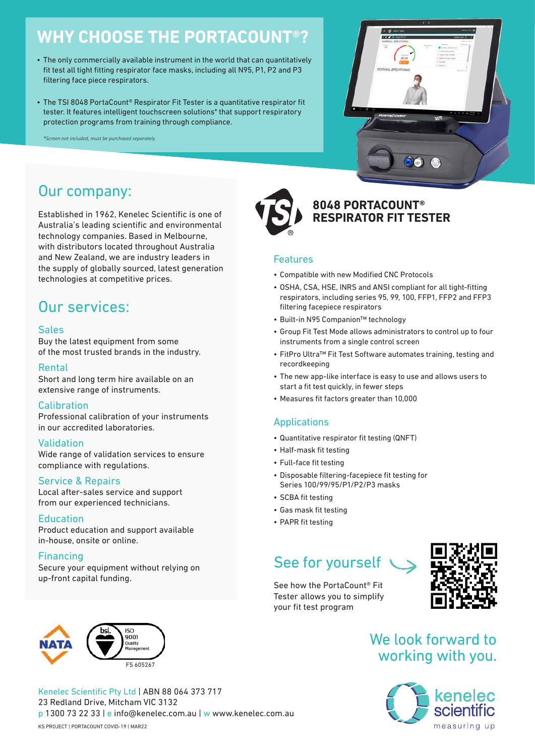# WHY CHOOSE THE PORTACOUNT®?

- The only commercially available instrument in the world that can quantitatively fit test all tight fitting respirator face masks, including all N95, P1, P2 and P3 filtering face piece respirators.
- The TSI 8048 PortaCount® Respirator Fit Tester is a quantitative respirator fit tester. It features intelligent touchscreen solutions* that support respiratory protection programs from training through compliance.

*\*Screen not included, must be purchased separately.*

## Our company:

Established in 1962, Kenelec Scientific is one of Australia's leading scientific and environmental technology companies. Based in Melbourne, with distributors located throughout Australia and New Zealand, we are industry leaders in the supply of globally sourced, latest generation technologies at competitive prices.

## Our services:

### Sales
Buy the latest equipment from some of the most trusted brands in the industry.

### Rental
Short and long term hire available on an extensive range of instruments.

### Calibration
Professional calibration of your instruments in our accredited laboratories.

### Validation
Wide range of validation services to ensure compliance with regulations.

### Service & Repairs
Local after-sales service and support from our experienced technicians.

### Education
Product education and support available in-house, onsite or online.

### Financing
Secure your equipment without relying on up-front capital funding.

NATA

bsi. ISO 9001 Quality Management FS 605267

## 8048 PORTACOUNT® RESPIRATOR FIT TESTER

### Features

- Compatible with new Modified CNC Protocols
- OSHA, CSA, HSE, INRS and ANSI compliant for all tight-fitting respirators, including series 95, 99, 100, FFP1, FFP2 and FFP3 filtering facepiece respirators
- Built-in N95 Companion™ technology
- Group Fit Test Mode allows administrators to control up to four instruments from a single control screen
- FitPro Ultra™ Fit Test Software automates training, testing and recordkeeping
- The new app-like interface is easy to use and allows users to start a fit test quickly, in fewer steps
- Measures fit factors greater than 10,000

### Applications

- Quantitative respirator fit testing (QNFT)
- Half-mask fit testing
- Full-face fit testing
- Disposable filtering-facepiece fit testing for Series 100/99/95/P1/P2/P3 masks
- SCBA fit testing
- Gas mask fit testing
- PAPR fit testing

## See for yourself

See how the PortaCount® Fit Tester allows you to simplify your fit test program

We look forward to working with you.

Kenelec Scientific Pty Ltd | ABN 88 064 373 717
23 Redland Drive, Mitcham VIC 3132
p 1300 73 22 33 | e info@kenelec.com.au | w www.kenelec.com.au

kenelec scientific measuring up

KS PROJECT | PORTACOUNT COVID-19 | MAR22